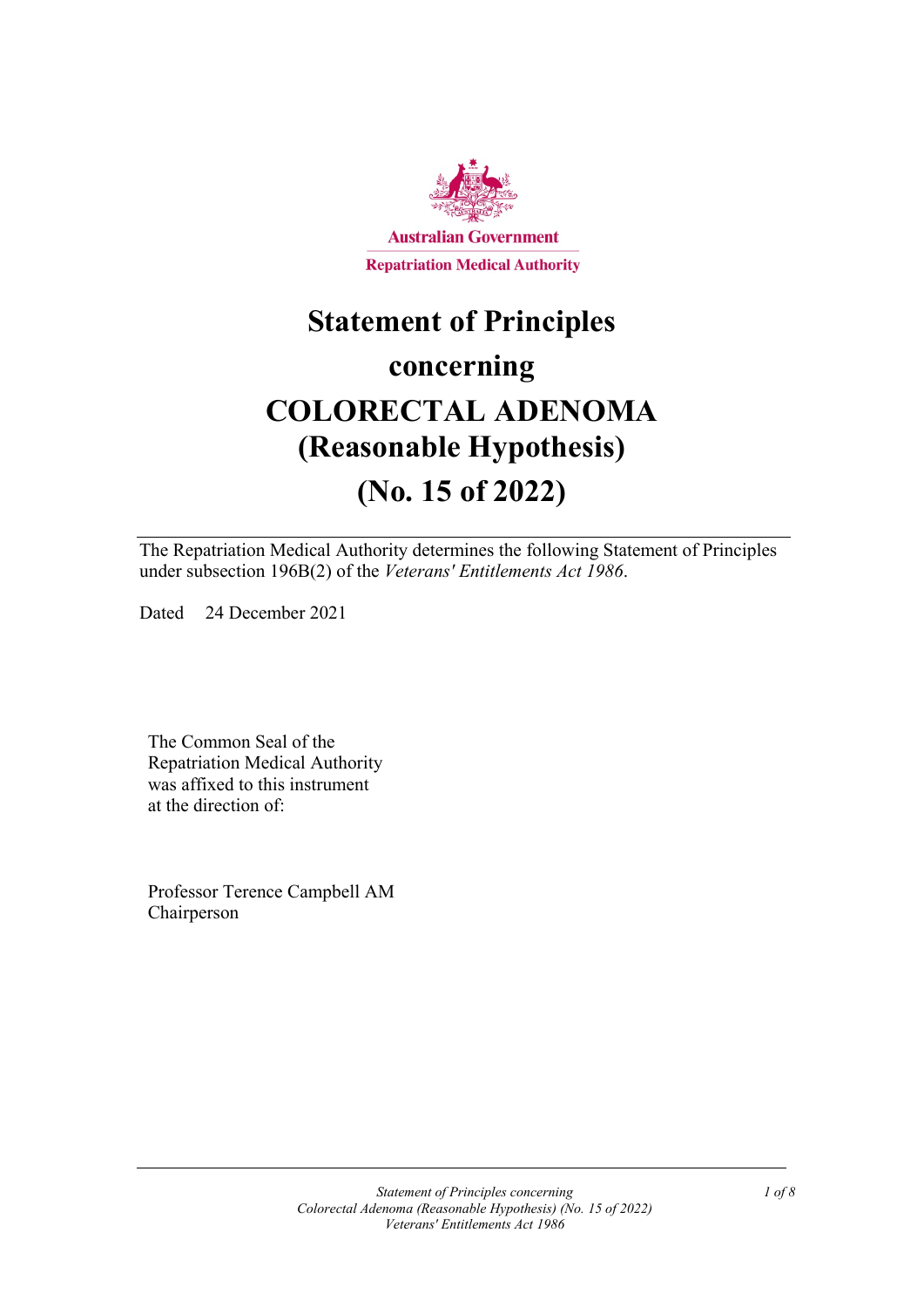Australian Government

Repatriation Medical Authority

# Statement of Principles concerning COLORECTAL ADENOMA (Reasonable Hypothesis) (No. 15 of 2022)

The Repatriation Medical Authority determines the following Statement of Principles under subsection 196B(2) of the *Veterans' Entitlements Act 1986*.

Dated 24 December 2021

The Common Seal of the Repatriation Medical Authority was affixed to this instrument at the direction of:

Professor Terence Campbell AM
Chairperson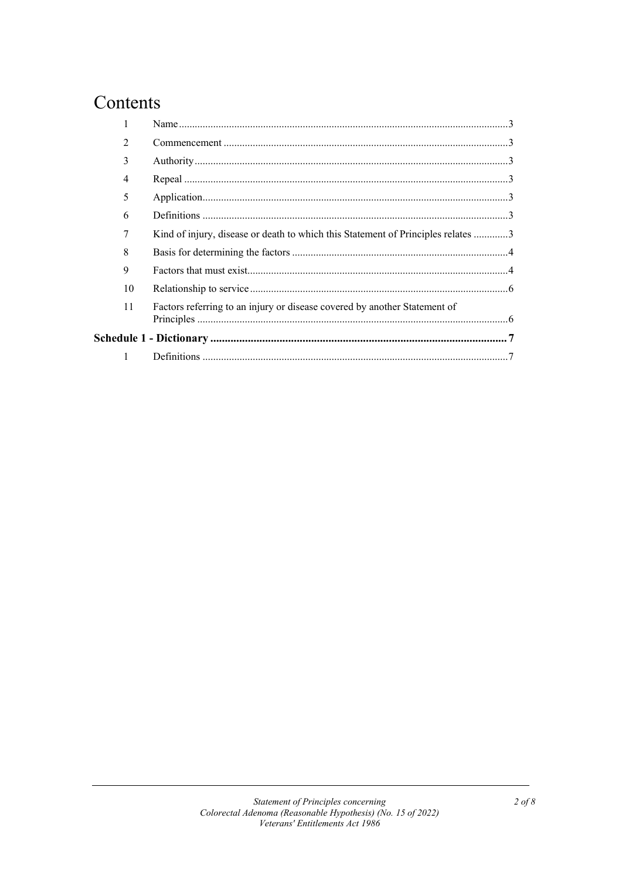# Contents

| | | |
|---|---|---|
| 1 | Name | 3 |
| 2 | Commencement | 3 |
| 3 | Authority | 3 |
| 4 | Repeal | 3 |
| 5 | Application | 3 |
| 6 | Definitions | 3 |
| 7 | Kind of injury, disease or death to which this Statement of Principles relates | 3 |
| 8 | Basis for determining the factors | 4 |
| 9 | Factors that must exist | 4 |
| 10 | Relationship to service | 6 |
| 11 | Factors referring to an injury or disease covered by another Statement of Principles | 6 |
| **Schedule 1 - Dictionary** | | **7** |
| 1 | Definitions | 7 |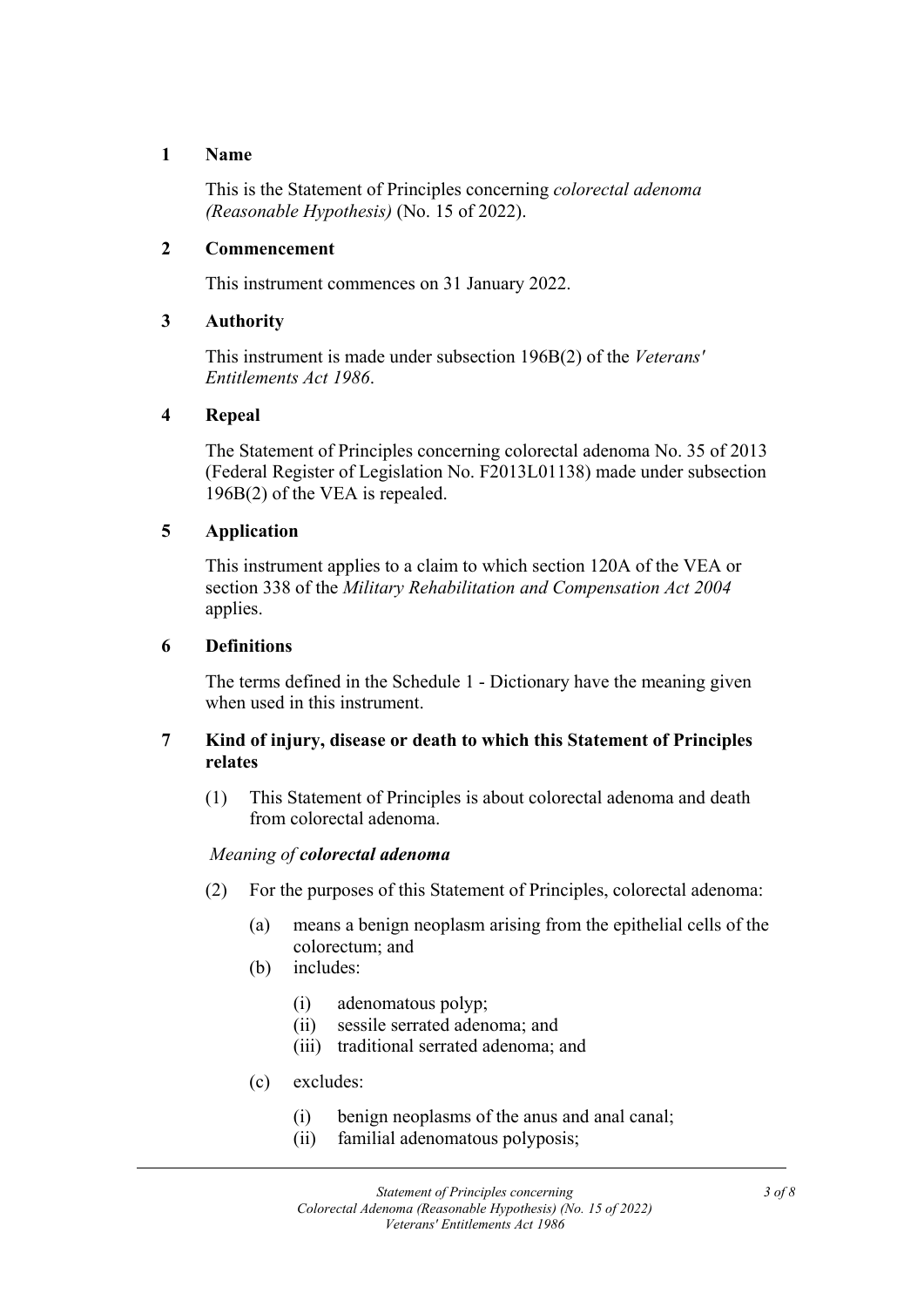## 1 Name

This is the Statement of Principles concerning *colorectal adenoma (Reasonable Hypothesis)* (No. 15 of 2022).

## 2 Commencement

This instrument commences on 31 January 2022.

## 3 Authority

This instrument is made under subsection 196B(2) of the *Veterans' Entitlements Act 1986*.

## 4 Repeal

The Statement of Principles concerning colorectal adenoma No. 35 of 2013 (Federal Register of Legislation No. F2013L01138) made under subsection 196B(2) of the VEA is repealed.

## 5 Application

This instrument applies to a claim to which section 120A of the VEA or section 338 of the *Military Rehabilitation and Compensation Act 2004* applies.

## 6 Definitions

The terms defined in the Schedule 1 - Dictionary have the meaning given when used in this instrument.

## 7 Kind of injury, disease or death to which this Statement of Principles relates

(1) This Statement of Principles is about colorectal adenoma and death from colorectal adenoma.

*Meaning of **colorectal adenoma***

(2) For the purposes of this Statement of Principles, colorectal adenoma:

- (a) means a benign neoplasm arising from the epithelial cells of the colorectum; and
- (b) includes:
  - (i) adenomatous polyp;
  - (ii) sessile serrated adenoma; and
  - (iii) traditional serrated adenoma; and
- (c) excludes:
  - (i) benign neoplasms of the anus and anal canal;
  - (ii) familial adenomatous polyposis;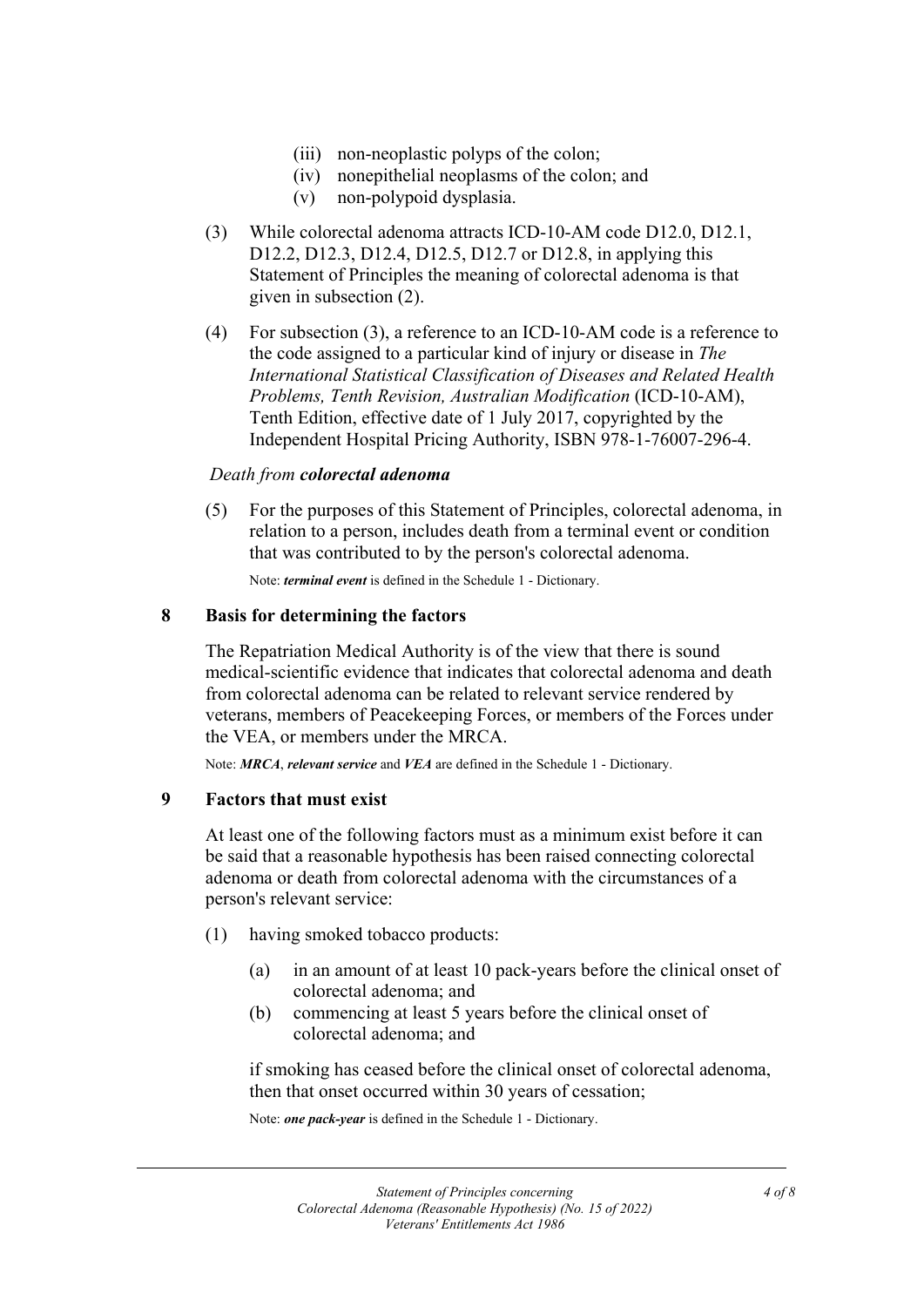- (iii) non-neoplastic polyps of the colon;
   - (iv) nonepithelial neoplasms of the colon; and
   - (v) non-polypoid dysplasia.

(3) While colorectal adenoma attracts ICD-10-AM code D12.0, D12.1, D12.2, D12.3, D12.4, D12.5, D12.7 or D12.8, in applying this Statement of Principles the meaning of colorectal adenoma is that given in subsection (2).

(4) For subsection (3), a reference to an ICD-10-AM code is a reference to the code assigned to a particular kind of injury or disease in *The International Statistical Classification of Diseases and Related Health Problems, Tenth Revision, Australian Modification* (ICD-10-AM), Tenth Edition, effective date of 1 July 2017, copyrighted by the Independent Hospital Pricing Authority, ISBN 978-1-76007-296-4.

*Death from **colorectal adenoma***

(5) For the purposes of this Statement of Principles, colorectal adenoma, in relation to a person, includes death from a terminal event or condition that was contributed to by the person's colorectal adenoma.

Note: ***terminal event*** is defined in the Schedule 1 - Dictionary.

## 8 Basis for determining the factors

The Repatriation Medical Authority is of the view that there is sound medical-scientific evidence that indicates that colorectal adenoma and death from colorectal adenoma can be related to relevant service rendered by veterans, members of Peacekeeping Forces, or members of the Forces under the VEA, or members under the MRCA.

Note: ***MRCA***, ***relevant service*** and ***VEA*** are defined in the Schedule 1 - Dictionary.

## 9 Factors that must exist

At least one of the following factors must as a minimum exist before it can be said that a reasonable hypothesis has been raised connecting colorectal adenoma or death from colorectal adenoma with the circumstances of a person's relevant service:

(1) having smoked tobacco products:

   - (a) in an amount of at least 10 pack-years before the clinical onset of colorectal adenoma; and
   - (b) commencing at least 5 years before the clinical onset of colorectal adenoma; and

   if smoking has ceased before the clinical onset of colorectal adenoma, then that onset occurred within 30 years of cessation;

   Note: ***one pack-year*** is defined in the Schedule 1 - Dictionary.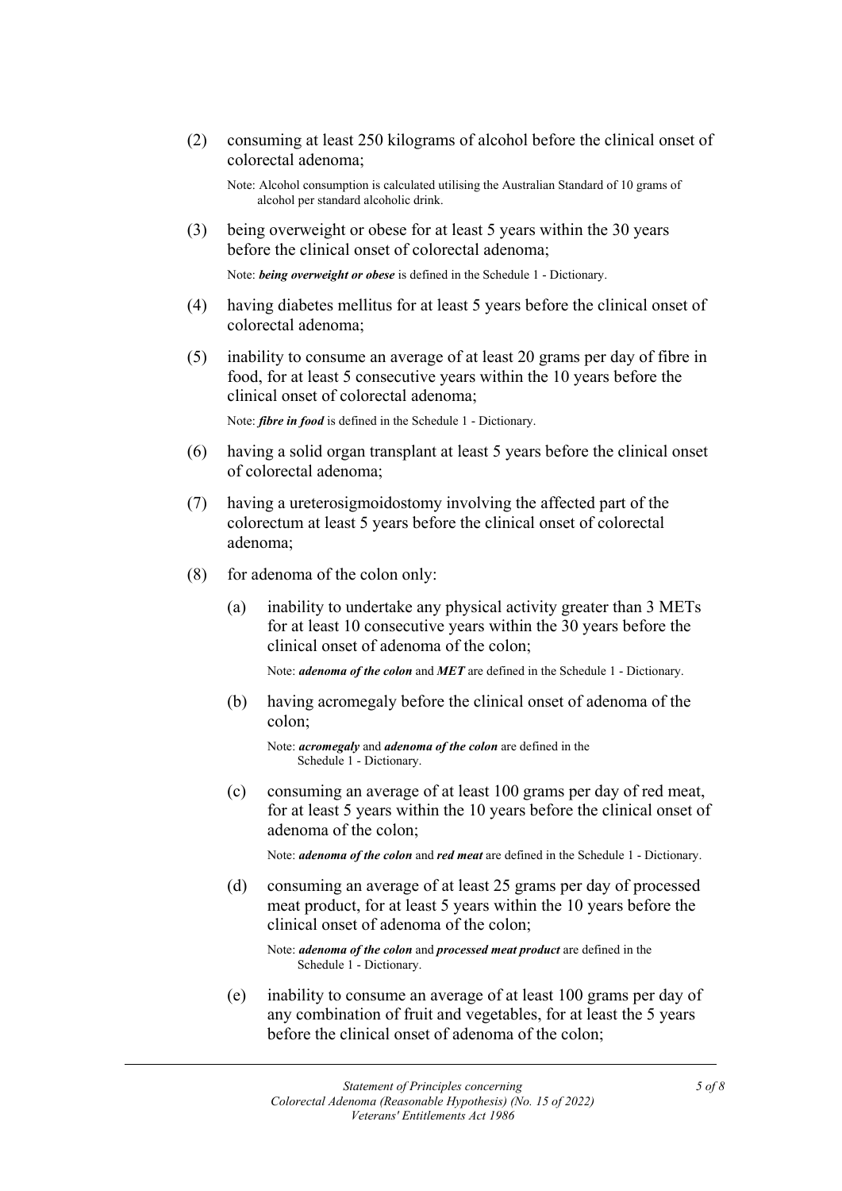(2) consuming at least 250 kilograms of alcohol before the clinical onset of colorectal adenoma;

Note: Alcohol consumption is calculated utilising the Australian Standard of 10 grams of alcohol per standard alcoholic drink.

(3) being overweight or obese for at least 5 years within the 30 years before the clinical onset of colorectal adenoma;

Note: ***being overweight or obese*** is defined in the Schedule 1 - Dictionary.

(4) having diabetes mellitus for at least 5 years before the clinical onset of colorectal adenoma;

(5) inability to consume an average of at least 20 grams per day of fibre in food, for at least 5 consecutive years within the 10 years before the clinical onset of colorectal adenoma;

Note: ***fibre in food*** is defined in the Schedule 1 - Dictionary.

(6) having a solid organ transplant at least 5 years before the clinical onset of colorectal adenoma;

(7) having a ureterosigmoidostomy involving the affected part of the colorectum at least 5 years before the clinical onset of colorectal adenoma;

(8) for adenoma of the colon only:

(a) inability to undertake any physical activity greater than 3 METs for at least 10 consecutive years within the 30 years before the clinical onset of adenoma of the colon;

Note: ***adenoma of the colon*** and ***MET*** are defined in the Schedule 1 - Dictionary.

(b) having acromegaly before the clinical onset of adenoma of the colon;

Note: ***acromegaly*** and ***adenoma of the colon*** are defined in the Schedule 1 - Dictionary.

(c) consuming an average of at least 100 grams per day of red meat, for at least 5 years within the 10 years before the clinical onset of adenoma of the colon;

Note: ***adenoma of the colon*** and ***red meat*** are defined in the Schedule 1 - Dictionary.

(d) consuming an average of at least 25 grams per day of processed meat product, for at least 5 years within the 10 years before the clinical onset of adenoma of the colon;

Note: ***adenoma of the colon*** and ***processed meat product*** are defined in the Schedule 1 - Dictionary.

(e) inability to consume an average of at least 100 grams per day of any combination of fruit and vegetables, for at least the 5 years before the clinical onset of adenoma of the colon;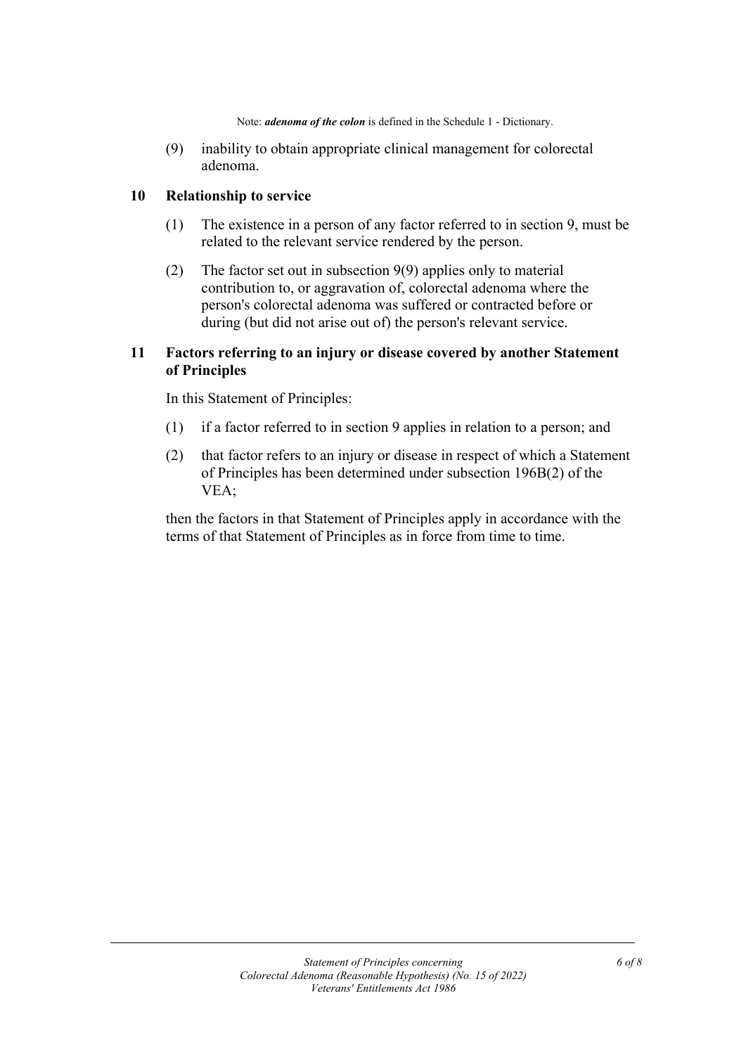Note: ***adenoma of the colon*** is defined in the Schedule 1 - Dictionary.

(9) inability to obtain appropriate clinical management for colorectal adenoma.

## 10 Relationship to service

(1) The existence in a person of any factor referred to in section 9, must be related to the relevant service rendered by the person.

(2) The factor set out in subsection 9(9) applies only to material contribution to, or aggravation of, colorectal adenoma where the person's colorectal adenoma was suffered or contracted before or during (but did not arise out of) the person's relevant service.

## 11 Factors referring to an injury or disease covered by another Statement of Principles

In this Statement of Principles:

(1) if a factor referred to in section 9 applies in relation to a person; and

(2) that factor refers to an injury or disease in respect of which a Statement of Principles has been determined under subsection 196B(2) of the VEA;

then the factors in that Statement of Principles apply in accordance with the terms of that Statement of Principles as in force from time to time.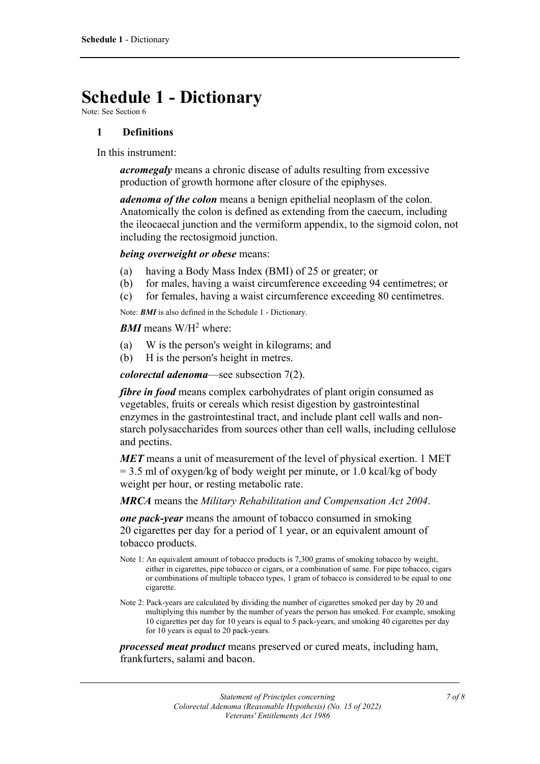# Schedule 1 - Dictionary

Note: See Section 6

## 1 Definitions

In this instrument:

***acromegaly*** means a chronic disease of adults resulting from excessive production of growth hormone after closure of the epiphyses.

***adenoma of the colon*** means a benign epithelial neoplasm of the colon. Anatomically the colon is defined as extending from the caecum, including the ileocaecal junction and the vermiform appendix, to the sigmoid colon, not including the rectosigmoid junction.

***being overweight or obese*** means:

(a) having a Body Mass Index (BMI) of 25 or greater; or
(b) for males, having a waist circumference exceeding 94 centimetres; or
(c) for females, having a waist circumference exceeding 80 centimetres.

Note: ***BMI*** is also defined in the Schedule 1 - Dictionary.

***BMI*** means $W/H^2$ where:

(a) W is the person's weight in kilograms; and
(b) H is the person's height in metres.

***colorectal adenoma***—see subsection 7(2).

***fibre in food*** means complex carbohydrates of plant origin consumed as vegetables, fruits or cereals which resist digestion by gastrointestinal enzymes in the gastrointestinal tract, and include plant cell walls and non-starch polysaccharides from sources other than cell walls, including cellulose and pectins.

***MET*** means a unit of measurement of the level of physical exertion. 1 MET = 3.5 ml of oxygen/kg of body weight per minute, or 1.0 kcal/kg of body weight per hour, or resting metabolic rate.

***MRCA*** means the *Military Rehabilitation and Compensation Act 2004*.

***one pack-year*** means the amount of tobacco consumed in smoking 20 cigarettes per day for a period of 1 year, or an equivalent amount of tobacco products.

Note 1: An equivalent amount of tobacco products is 7,300 grams of smoking tobacco by weight, either in cigarettes, pipe tobacco or cigars, or a combination of same. For pipe tobacco, cigars or combinations of multiple tobacco types, 1 gram of tobacco is considered to be equal to one cigarette.

Note 2: Pack-years are calculated by dividing the number of cigarettes smoked per day by 20 and multiplying this number by the number of years the person has smoked. For example, smoking 10 cigarettes per day for 10 years is equal to 5 pack-years, and smoking 40 cigarettes per day for 10 years is equal to 20 pack-years.

***processed meat product*** means preserved or cured meats, including ham, frankfurters, salami and bacon.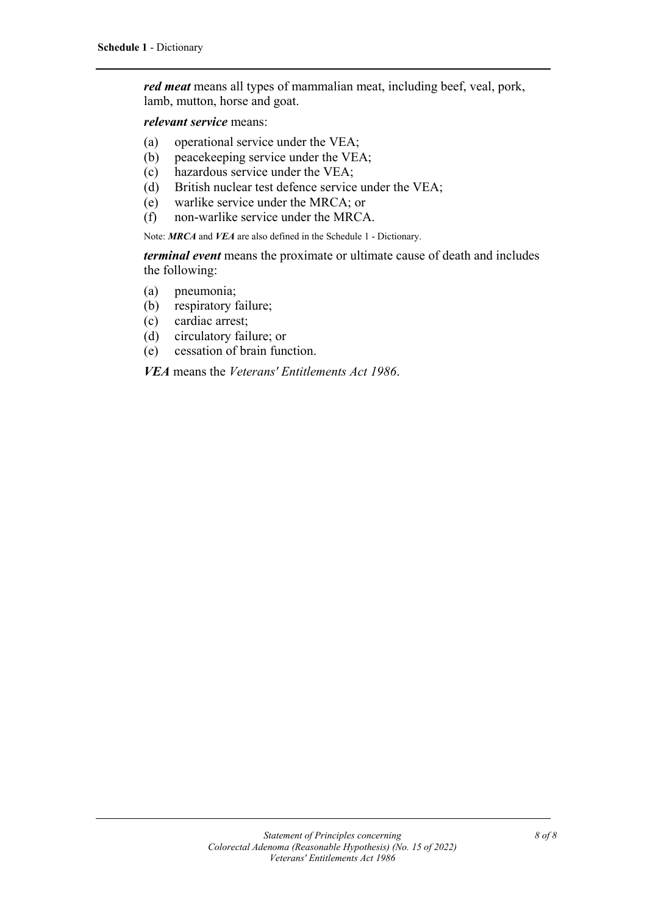***red meat*** means all types of mammalian meat, including beef, veal, pork, lamb, mutton, horse and goat.

***relevant service*** means:

(a) operational service under the VEA;
(b) peacekeeping service under the VEA;
(c) hazardous service under the VEA;
(d) British nuclear test defence service under the VEA;
(e) warlike service under the MRCA; or
(f) non-warlike service under the MRCA.

Note: ***MRCA*** and ***VEA*** are also defined in the Schedule 1 - Dictionary.

***terminal event*** means the proximate or ultimate cause of death and includes the following:

(a) pneumonia;
(b) respiratory failure;
(c) cardiac arrest;
(d) circulatory failure; or
(e) cessation of brain function.

***VEA*** means the *Veterans' Entitlements Act 1986*.